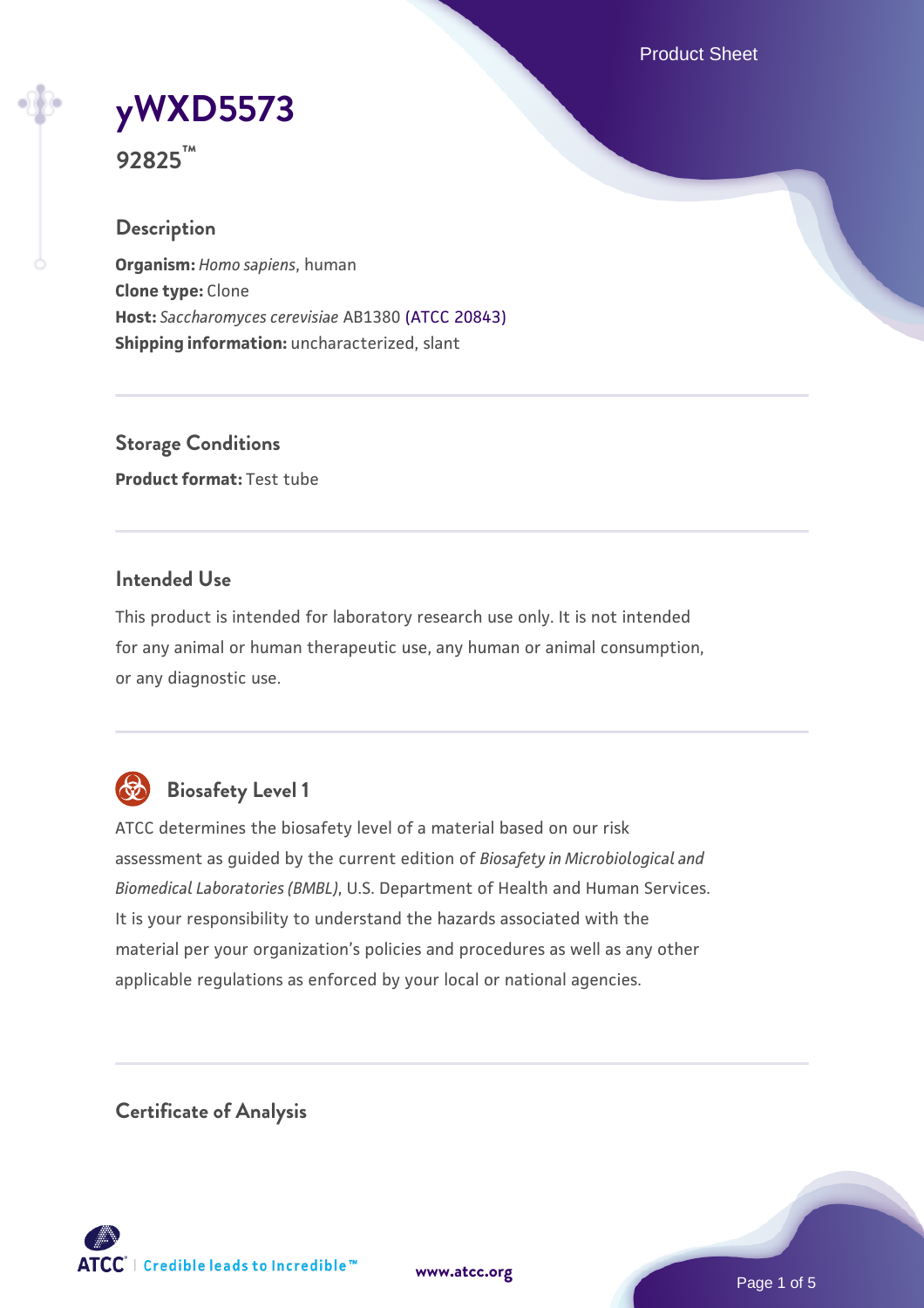# yWXD5573

**92825™**

## Description

**Organism:** *Homo sapiens*, human
**Clone type:** Clone
**Host:** *Saccharomyces cerevisiae* AB1380 (ATCC 20843)
**Shipping information:** uncharacterized, slant

## Storage Conditions

**Product format:** Test tube

## Intended Use

This product is intended for laboratory research use only. It is not intended for any animal or human therapeutic use, any human or animal consumption, or any diagnostic use.

## Biosafety Level 1

ATCC determines the biosafety level of a material based on our risk assessment as guided by the current edition of *Biosafety in Microbiological and Biomedical Laboratories (BMBL)*, U.S. Department of Health and Human Services. It is your responsibility to understand the hazards associated with the material per your organization's policies and procedures as well as any other applicable regulations as enforced by your local or national agencies.

## Certificate of Analysis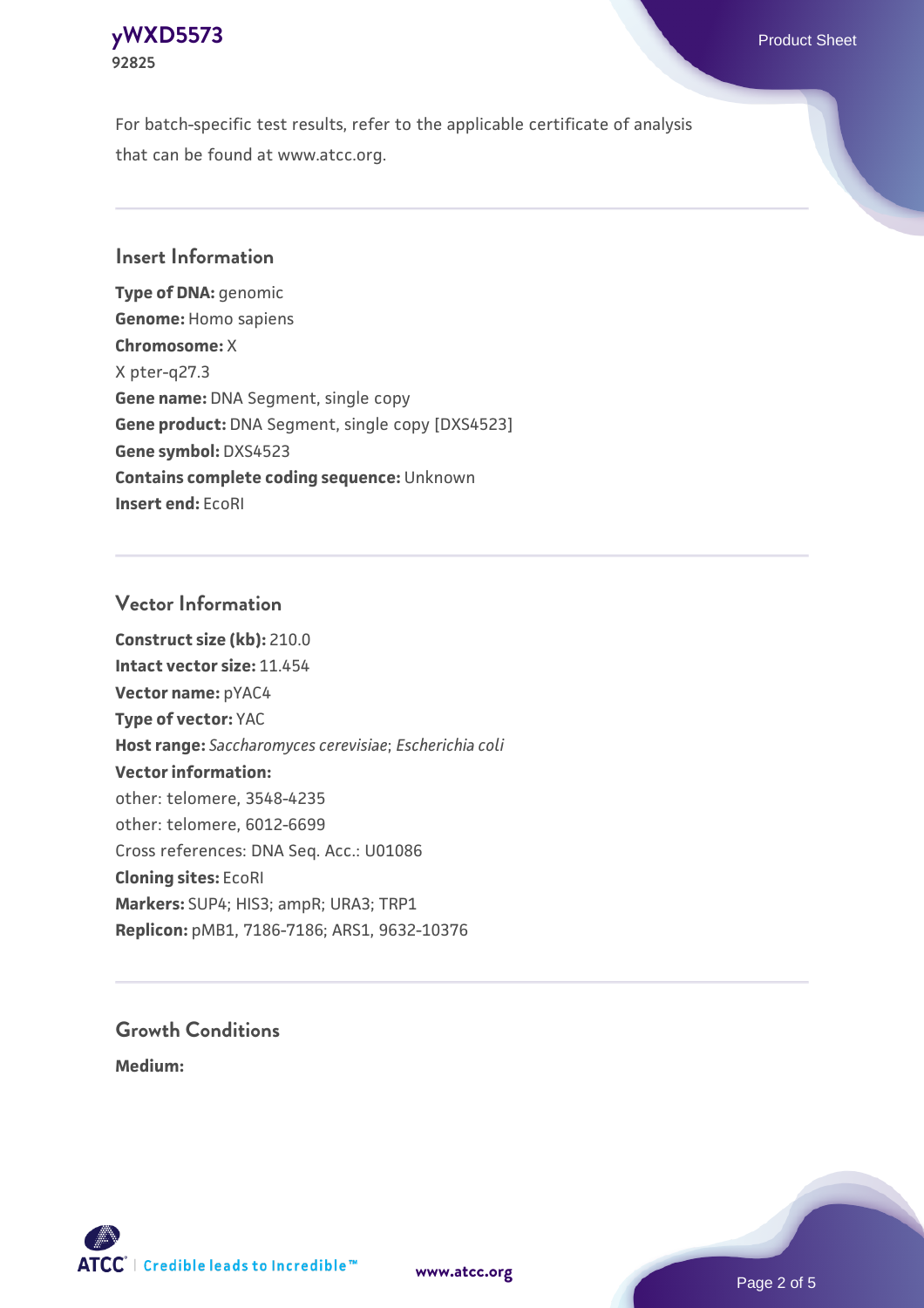For batch-specific test results, refer to the applicable certificate of analysis that can be found at www.atcc.org.

## Insert Information

**Type of DNA:** genomic
**Genome:** Homo sapiens
**Chromosome:** X
X pter-q27.3
**Gene name:** DNA Segment, single copy
**Gene product:** DNA Segment, single copy [DXS4523]
**Gene symbol:** DXS4523
**Contains complete coding sequence:** Unknown
**Insert end:** EcoRI

## Vector Information

**Construct size (kb):** 210.0
**Intact vector size:** 11.454
**Vector name:** pYAC4
**Type of vector:** YAC
**Host range:** *Saccharomyces cerevisiae*; *Escherichia coli*
**Vector information:**
other: telomere, 3548-4235
other: telomere, 6012-6699
Cross references: DNA Seq. Acc.: U01086
**Cloning sites:** EcoRI
**Markers:** SUP4; HIS3; ampR; URA3; TRP1
**Replicon:** pMB1, 7186-7186; ARS1, 9632-10376

## Growth Conditions

**Medium:**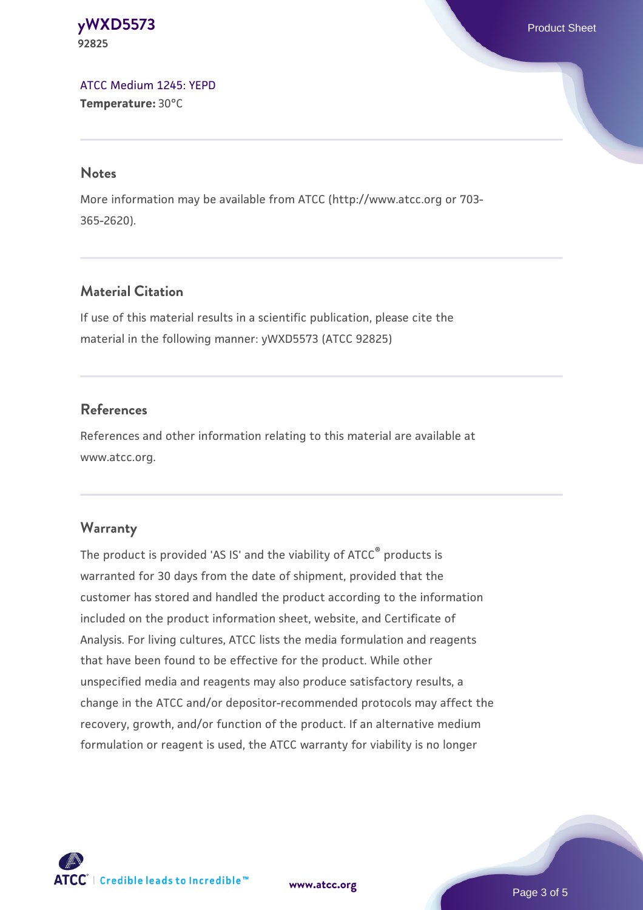ATCC Medium 1245: YEPD
**Temperature:** 30°C

## Notes

More information may be available from ATCC (http://www.atcc.org or 703-365-2620).

## Material Citation

If use of this material results in a scientific publication, please cite the material in the following manner: yWXD5573 (ATCC 92825)

## References

References and other information relating to this material are available at www.atcc.org.

## Warranty

The product is provided 'AS IS' and the viability of ATCC® products is warranted for 30 days from the date of shipment, provided that the customer has stored and handled the product according to the information included on the product information sheet, website, and Certificate of Analysis. For living cultures, ATCC lists the media formulation and reagents that have been found to be effective for the product. While other unspecified media and reagents may also produce satisfactory results, a change in the ATCC and/or depositor-recommended protocols may affect the recovery, growth, and/or function of the product. If an alternative medium formulation or reagent is used, the ATCC warranty for viability is no longer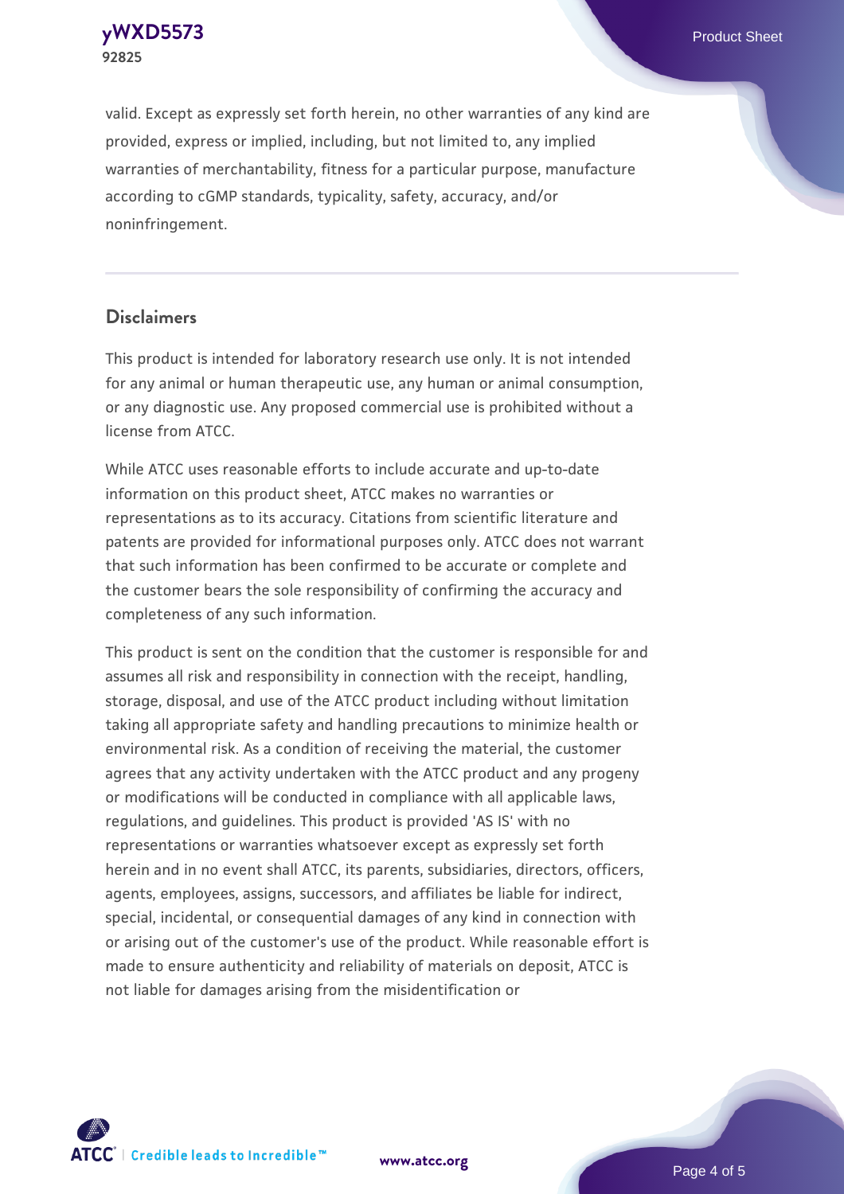valid. Except as expressly set forth herein, no other warranties of any kind are provided, express or implied, including, but not limited to, any implied warranties of merchantability, fitness for a particular purpose, manufacture according to cGMP standards, typicality, safety, accuracy, and/or noninfringement.

## Disclaimers

This product is intended for laboratory research use only. It is not intended for any animal or human therapeutic use, any human or animal consumption, or any diagnostic use. Any proposed commercial use is prohibited without a license from ATCC.

While ATCC uses reasonable efforts to include accurate and up-to-date information on this product sheet, ATCC makes no warranties or representations as to its accuracy. Citations from scientific literature and patents are provided for informational purposes only. ATCC does not warrant that such information has been confirmed to be accurate or complete and the customer bears the sole responsibility of confirming the accuracy and completeness of any such information.

This product is sent on the condition that the customer is responsible for and assumes all risk and responsibility in connection with the receipt, handling, storage, disposal, and use of the ATCC product including without limitation taking all appropriate safety and handling precautions to minimize health or environmental risk. As a condition of receiving the material, the customer agrees that any activity undertaken with the ATCC product and any progeny or modifications will be conducted in compliance with all applicable laws, regulations, and guidelines. This product is provided 'AS IS' with no representations or warranties whatsoever except as expressly set forth herein and in no event shall ATCC, its parents, subsidiaries, directors, officers, agents, employees, assigns, successors, and affiliates be liable for indirect, special, incidental, or consequential damages of any kind in connection with or arising out of the customer's use of the product. While reasonable effort is made to ensure authenticity and reliability of materials on deposit, ATCC is not liable for damages arising from the misidentification or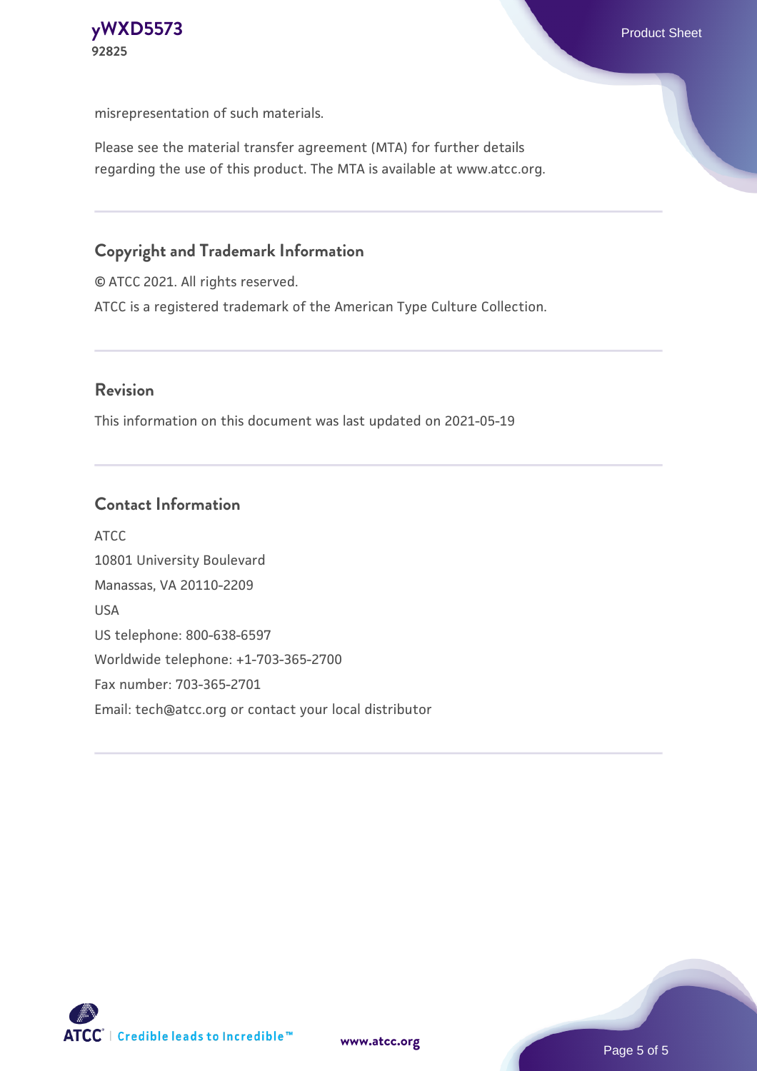misrepresentation of such materials.

Please see the material transfer agreement (MTA) for further details regarding the use of this product. The MTA is available at www.atcc.org.

## Copyright and Trademark Information

© ATCC 2021. All rights reserved.

ATCC is a registered trademark of the American Type Culture Collection.

## Revision

This information on this document was last updated on 2021-05-19

## Contact Information

ATCC
10801 University Boulevard
Manassas, VA 20110-2209
USA
US telephone: 800-638-6597
Worldwide telephone: +1-703-365-2700
Fax number: 703-365-2701
Email: tech@atcc.org or contact your local distributor